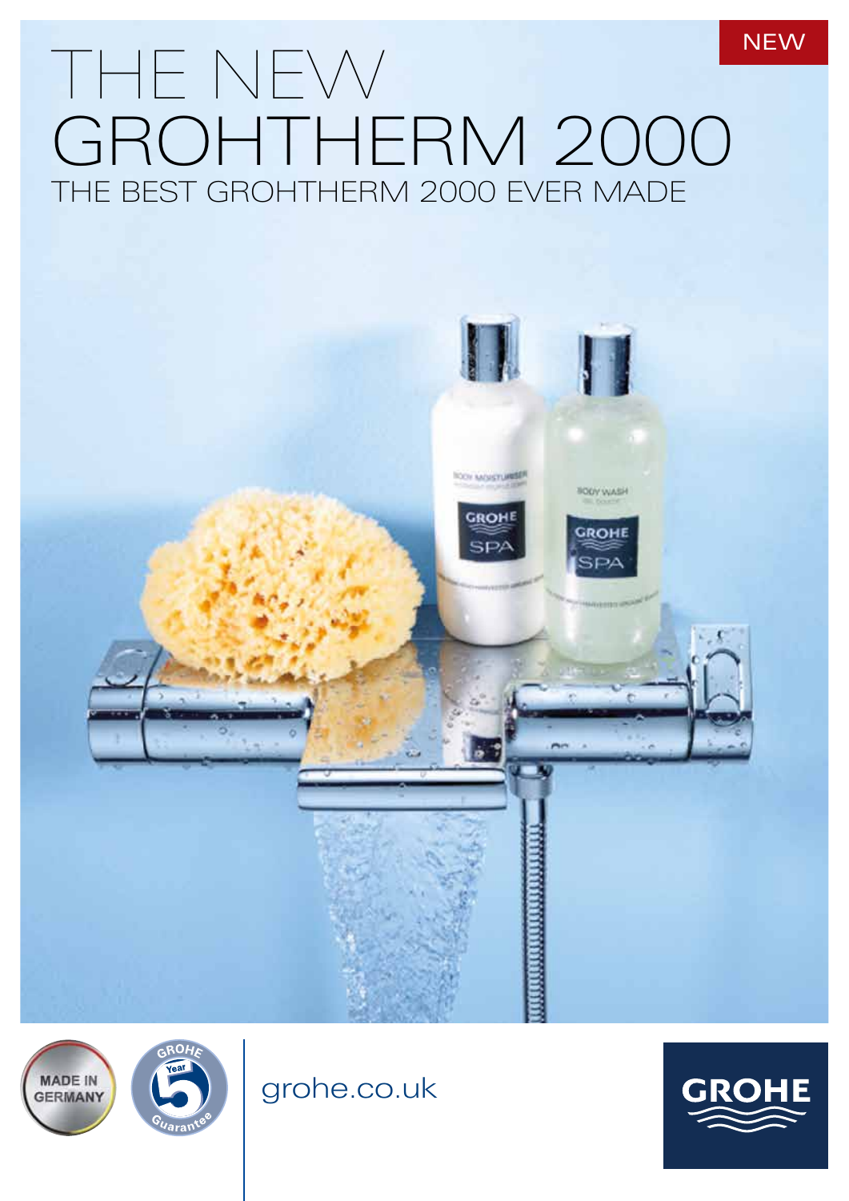NEW

# THE NEW GROHTHERM 2000

## THE BEST GROHTHERM 2000 EVER MADE

MADE IN GERMANY

GROHE 5 Year Guarantee

grohe.co.uk

GROHE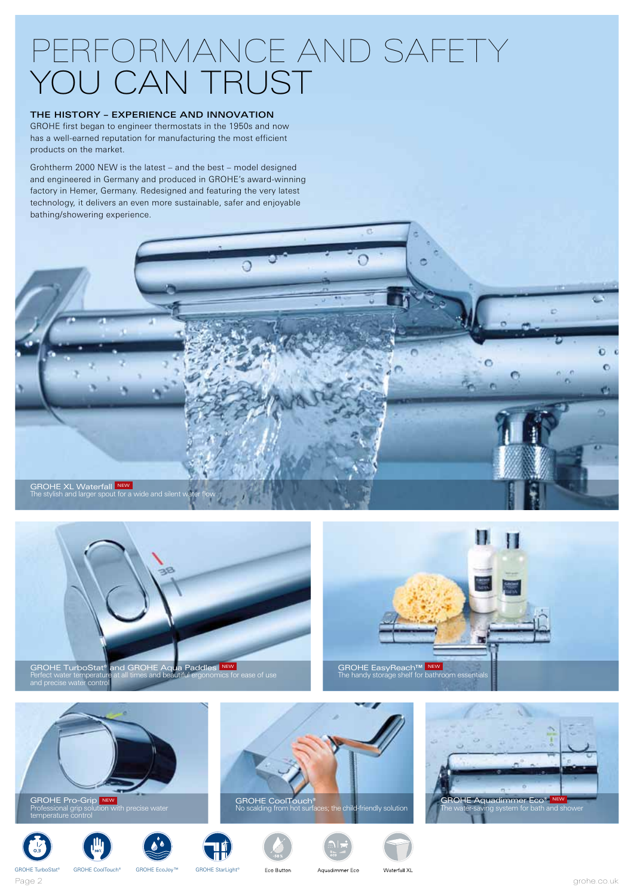# PERFORMANCE AND SAFETY YOU CAN TRUST

### THE HISTORY – EXPERIENCE AND INNOVATION

GROHE first began to engineer thermostats in the 1950s and now has a well-earned reputation for manufacturing the most efficient products on the market.

Grohtherm 2000 NEW is the latest – and the best – model designed and engineered in Germany and produced in GROHE's award-winning factory in Hemer, Germany. Redesigned and featuring the very latest technology, it delivers an even more sustainable, safer and enjoyable bathing/showering experience.

**GROHE XL Waterfall** NEW
The stylish and larger spout for a wide and silent water flow

**GROHE TurboStat® and GROHE Aqua Paddles** NEW
Perfect water temperature at all times and beautiful ergonomics for ease of use and precise water control

**GROHE EasyReach™** NEW
The handy storage shelf for bathroom essentials

**GROHE Pro-Grip** NEW
Professional grip solution with precise water temperature control

**GROHE CoolTouch®**
No scalding from hot surfaces; the child-friendly solution

**GROHE Aquadimmer Eco®** NEW
The water-saving system for bath and shower

GROHE TurboStat® | GROHE CoolTouch® | GROHE EcoJoy™ | GROHE StarLight® | Eco Button | Aquadimmer Eco | Waterfall XL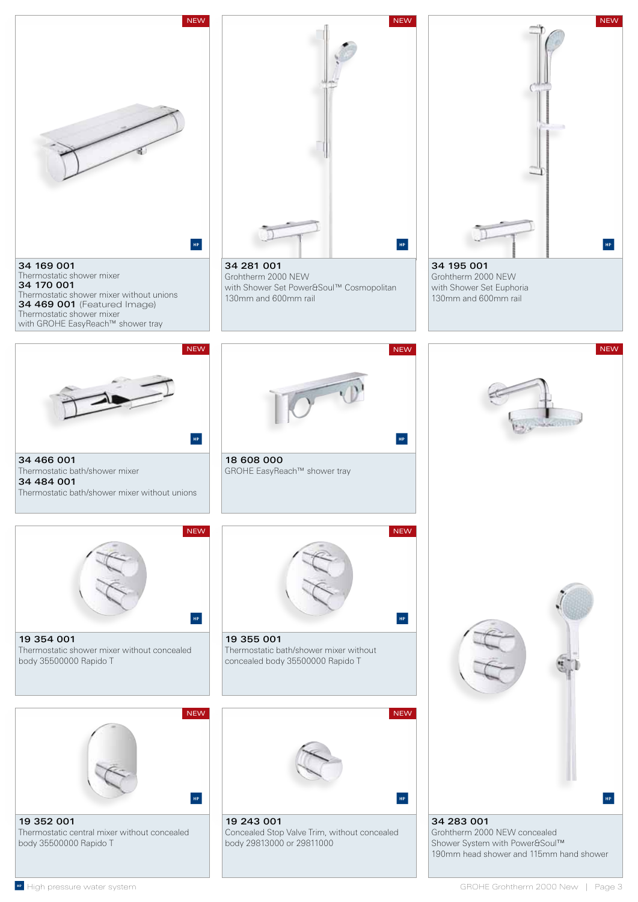NEW

**34 169 001**
Thermostatic shower mixer
**34 170 001**
Thermostatic shower mixer without unions
**34 469 001** (Featured Image)
Thermostatic shower mixer
with GROHE EasyReach™ shower tray

NEW

**34 281 001**
Grohtherm 2000 NEW
with Shower Set Power&Soul™ Cosmopolitan
130mm and 600mm rail

NEW

**34 195 001**
Grohtherm 2000 NEW
with Shower Set Euphoria
130mm and 600mm rail

NEW

**34 466 001**
Thermostatic bath/shower mixer
**34 484 001**
Thermostatic bath/shower mixer without unions

NEW

**18 608 000**
GROHE EasyReach™ shower tray

NEW

**19 354 001**
Thermostatic shower mixer without concealed body 35500000 Rapido T

NEW

**19 355 001**
Thermostatic bath/shower mixer without concealed body 35500000 Rapido T

NEW

**19 352 001**
Thermostatic central mixer without concealed body 35500000 Rapido T

NEW

**19 243 001**
Concealed Stop Valve Trim, without concealed body 29813000 or 29811000

NEW

**34 283 001**
Grohtherm 2000 NEW concealed
Shower System with Power&Soul™
190mm head shower and 115mm hand shower

HP High pressure water system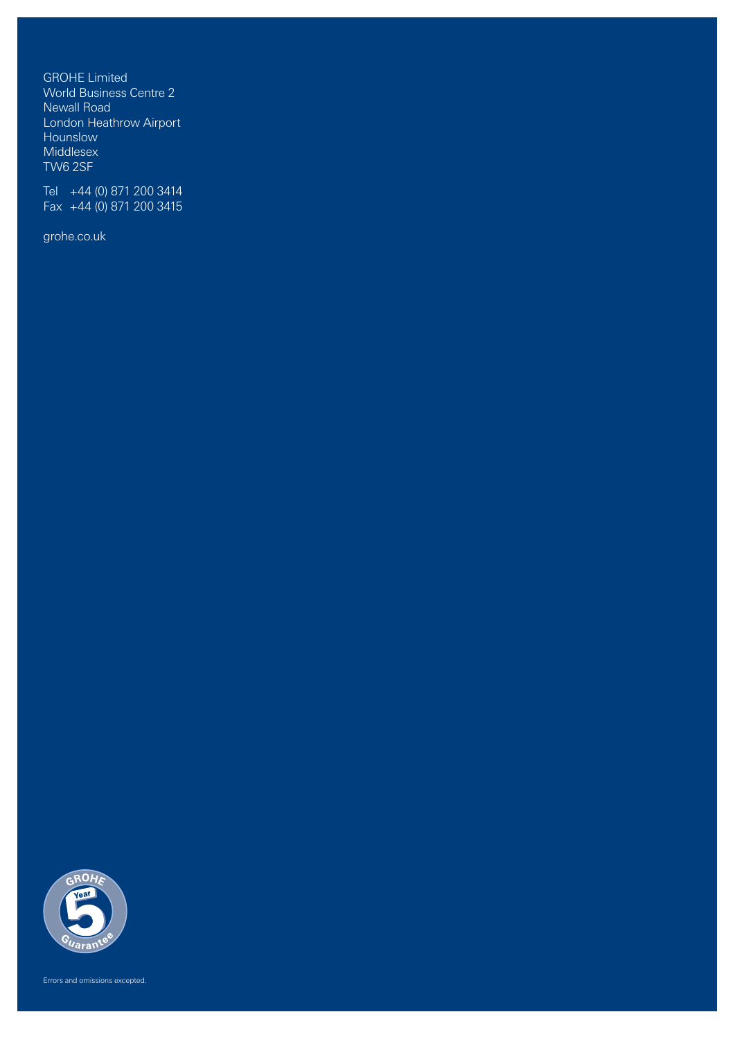GROHE Limited
World Business Centre 2
Newall Road
London Heathrow Airport
Hounslow
Middlesex
TW6 2SF

Tel +44 (0) 871 200 3414
Fax +44 (0) 871 200 3415

grohe.co.uk

GROHE Year 5 Guarantee

Errors and omissions excepted.